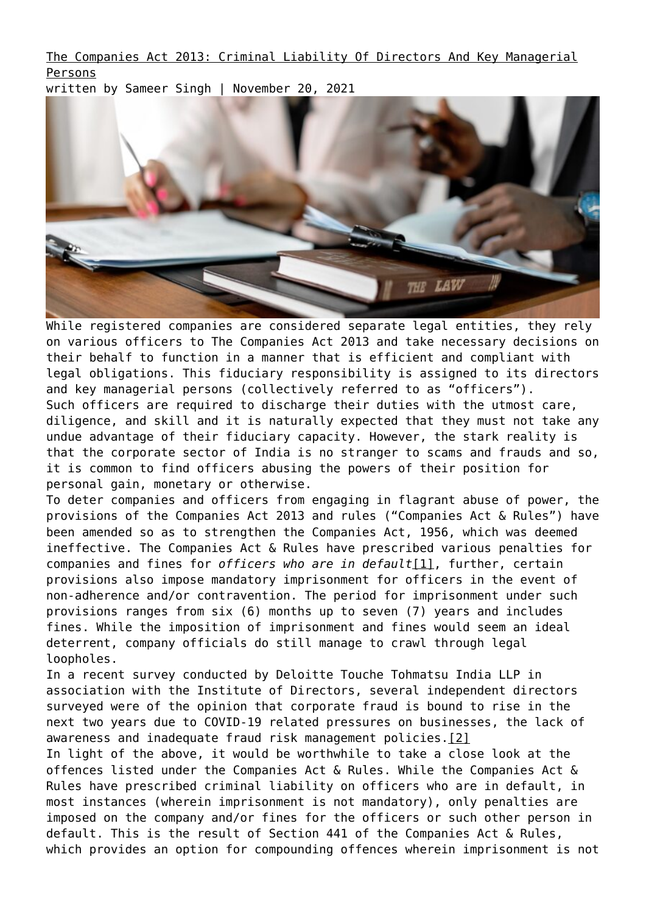# The Companies Act 2013: Criminal Liability Of Directors And Key Managerial Persons

written by Sameer Singh | November 20, 2021

While registered companies are considered separate legal entities, they rely on various officers to The Companies Act 2013 and take necessary decisions on their behalf to function in a manner that is efficient and compliant with legal obligations. This fiduciary responsibility is assigned to its directors and key managerial persons (collectively referred to as "officers").

Such officers are required to discharge their duties with the utmost care, diligence, and skill and it is naturally expected that they must not take any undue advantage of their fiduciary capacity. However, the stark reality is that the corporate sector of India is no stranger to scams and frauds and so, it is common to find officers abusing the powers of their position for personal gain, monetary or otherwise.

To deter companies and officers from engaging in flagrant abuse of power, the provisions of the Companies Act 2013 and rules ("Companies Act & Rules") have been amended so as to strengthen the Companies Act, 1956, which was deemed ineffective. The Companies Act & Rules have prescribed various penalties for companies and fines for *officers who are in default*[1], further, certain provisions also impose mandatory imprisonment for officers in the event of non-adherence and/or contravention. The period for imprisonment under such provisions ranges from six (6) months up to seven (7) years and includes fines. While the imposition of imprisonment and fines would seem an ideal deterrent, company officials do still manage to crawl through legal loopholes.

In a recent survey conducted by Deloitte Touche Tohmatsu India LLP in association with the Institute of Directors, several independent directors surveyed were of the opinion that corporate fraud is bound to rise in the next two years due to COVID-19 related pressures on businesses, the lack of awareness and inadequate fraud risk management policies.[2]

In light of the above, it would be worthwhile to take a close look at the offences listed under the Companies Act & Rules. While the Companies Act & Rules have prescribed criminal liability on officers who are in default, in most instances (wherein imprisonment is not mandatory), only penalties are imposed on the company and/or fines for the officers or such other person in default. This is the result of Section 441 of the Companies Act & Rules, which provides an option for compounding offences wherein imprisonment is not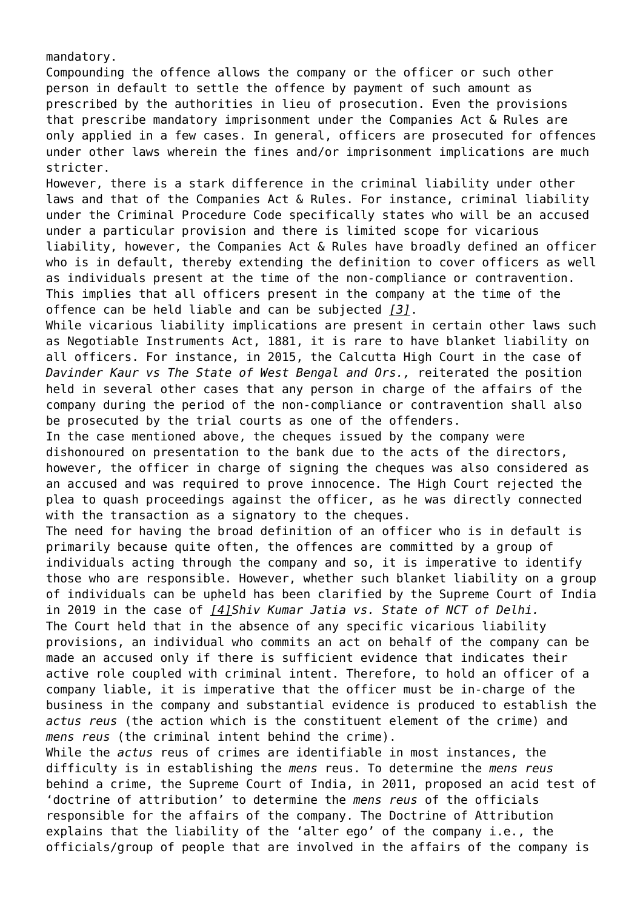mandatory.

Compounding the offence allows the company or the officer or such other person in default to settle the offence by payment of such amount as prescribed by the authorities in lieu of prosecution. Even the provisions that prescribe mandatory imprisonment under the Companies Act & Rules are only applied in a few cases. In general, officers are prosecuted for offences under other laws wherein the fines and/or imprisonment implications are much stricter.

However, there is a stark difference in the criminal liability under other laws and that of the Companies Act & Rules. For instance, criminal liability under the Criminal Procedure Code specifically states who will be an accused under a particular provision and there is limited scope for vicarious liability, however, the Companies Act & Rules have broadly defined an officer who is in default, thereby extending the definition to cover officers as well as individuals present at the time of the non-compliance or contravention. This implies that all officers present in the company at the time of the offence can be held liable and can be subjected *[3]*.

While vicarious liability implications are present in certain other laws such as Negotiable Instruments Act, 1881, it is rare to have blanket liability on all officers. For instance, in 2015, the Calcutta High Court in the case of *Davinder Kaur vs The State of West Bengal and Ors.,* reiterated the position held in several other cases that any person in charge of the affairs of the company during the period of the non-compliance or contravention shall also be prosecuted by the trial courts as one of the offenders.

In the case mentioned above, the cheques issued by the company were dishonoured on presentation to the bank due to the acts of the directors, however, the officer in charge of signing the cheques was also considered as an accused and was required to prove innocence. The High Court rejected the plea to quash proceedings against the officer, as he was directly connected with the transaction as a signatory to the cheques.

The need for having the broad definition of an officer who is in default is primarily because quite often, the offences are committed by a group of individuals acting through the company and so, it is imperative to identify those who are responsible. However, whether such blanket liability on a group of individuals can be upheld has been clarified by the Supreme Court of India in 2019 in the case of *[4]Shiv Kumar Jatia vs. State of NCT of Delhi.*

The Court held that in the absence of any specific vicarious liability provisions, an individual who commits an act on behalf of the company can be made an accused only if there is sufficient evidence that indicates their active role coupled with criminal intent. Therefore, to hold an officer of a company liable, it is imperative that the officer must be in-charge of the business in the company and substantial evidence is produced to establish the *actus reus* (the action which is the constituent element of the crime) and *mens reus* (the criminal intent behind the crime).

While the *actus* reus of crimes are identifiable in most instances, the difficulty is in establishing the *mens* reus. To determine the *mens reus* behind a crime, the Supreme Court of India, in 2011, proposed an acid test of 'doctrine of attribution' to determine the *mens reus* of the officials responsible for the affairs of the company. The Doctrine of Attribution explains that the liability of the 'alter ego' of the company i.e., the officials/group of people that are involved in the affairs of the company is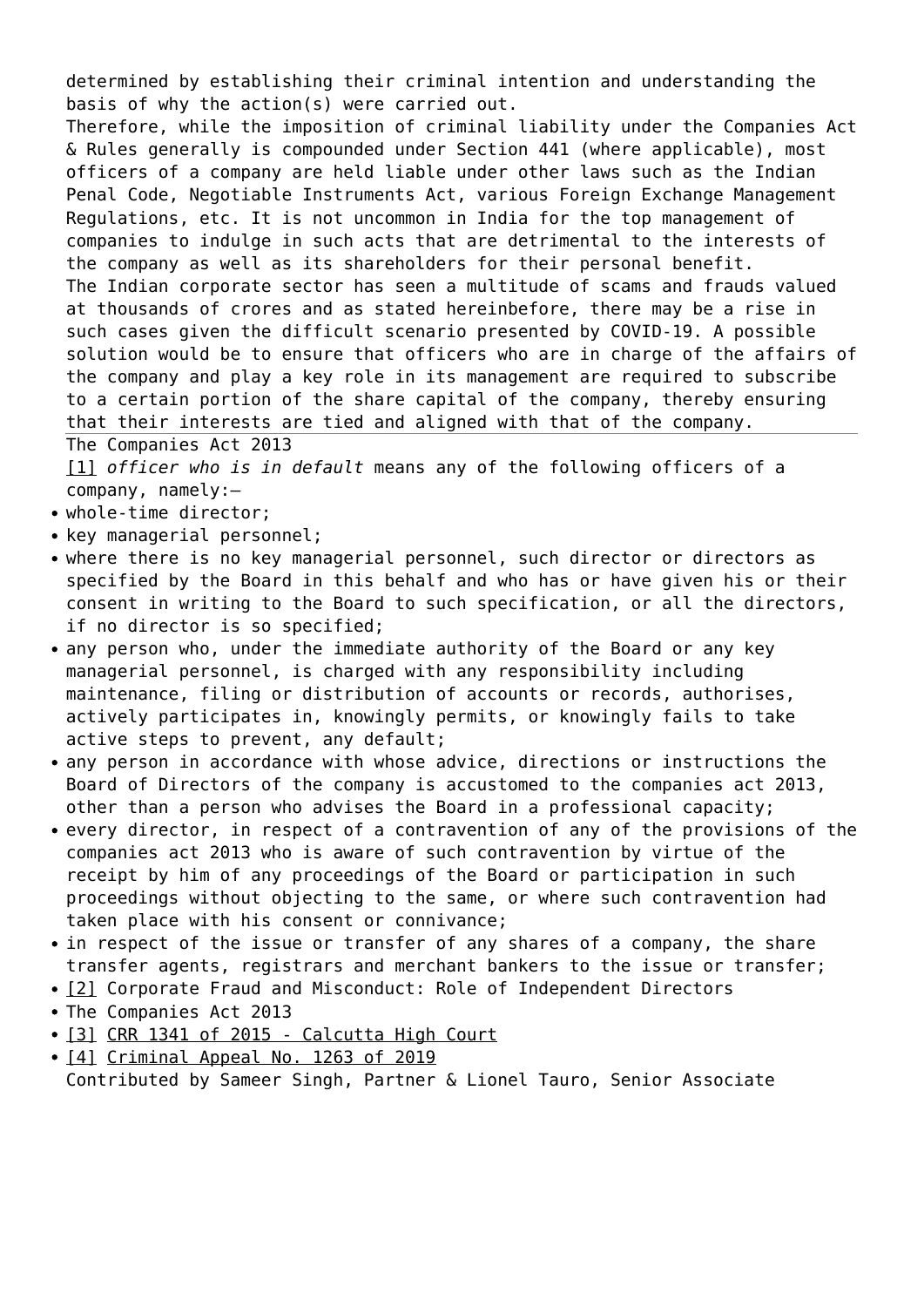determined by establishing their criminal intention and understanding the basis of why the action(s) were carried out.

Therefore, while the imposition of criminal liability under the Companies Act & Rules generally is compounded under Section 441 (where applicable), most officers of a company are held liable under other laws such as the Indian Penal Code, Negotiable Instruments Act, various Foreign Exchange Management Regulations, etc. It is not uncommon in India for the top management of companies to indulge in such acts that are detrimental to the interests of the company as well as its shareholders for their personal benefit.

The Indian corporate sector has seen a multitude of scams and frauds valued at thousands of crores and as stated hereinbefore, there may be a rise in such cases given the difficult scenario presented by COVID-19. A possible solution would be to ensure that officers who are in charge of the affairs of the company and play a key role in its management are required to subscribe to a certain portion of the share capital of the company, thereby ensuring that their interests are tied and aligned with that of the company.

---

The Companies Act 2013

[1] *officer who is in default* means any of the following officers of a company, namely:—

- whole-time director;
- key managerial personnel;
- where there is no key managerial personnel, such director or directors as specified by the Board in this behalf and who has or have given his or their consent in writing to the Board to such specification, or all the directors, if no director is so specified;
- any person who, under the immediate authority of the Board or any key managerial personnel, is charged with any responsibility including maintenance, filing or distribution of accounts or records, authorises, actively participates in, knowingly permits, or knowingly fails to take active steps to prevent, any default;
- any person in accordance with whose advice, directions or instructions the Board of Directors of the company is accustomed to the companies act 2013, other than a person who advises the Board in a professional capacity;
- every director, in respect of a contravention of any of the provisions of the companies act 2013 who is aware of such contravention by virtue of the receipt by him of any proceedings of the Board or participation in such proceedings without objecting to the same, or where such contravention had taken place with his consent or connivance;
- in respect of the issue or transfer of any shares of a company, the share transfer agents, registrars and merchant bankers to the issue or transfer;
- [2] Corporate Fraud and Misconduct: Role of Independent Directors
- The Companies Act 2013
- [3] CRR 1341 of 2015 - Calcutta High Court
- [4] Criminal Appeal No. 1263 of 2019

Contributed by Sameer Singh, Partner & Lionel Tauro, Senior Associate